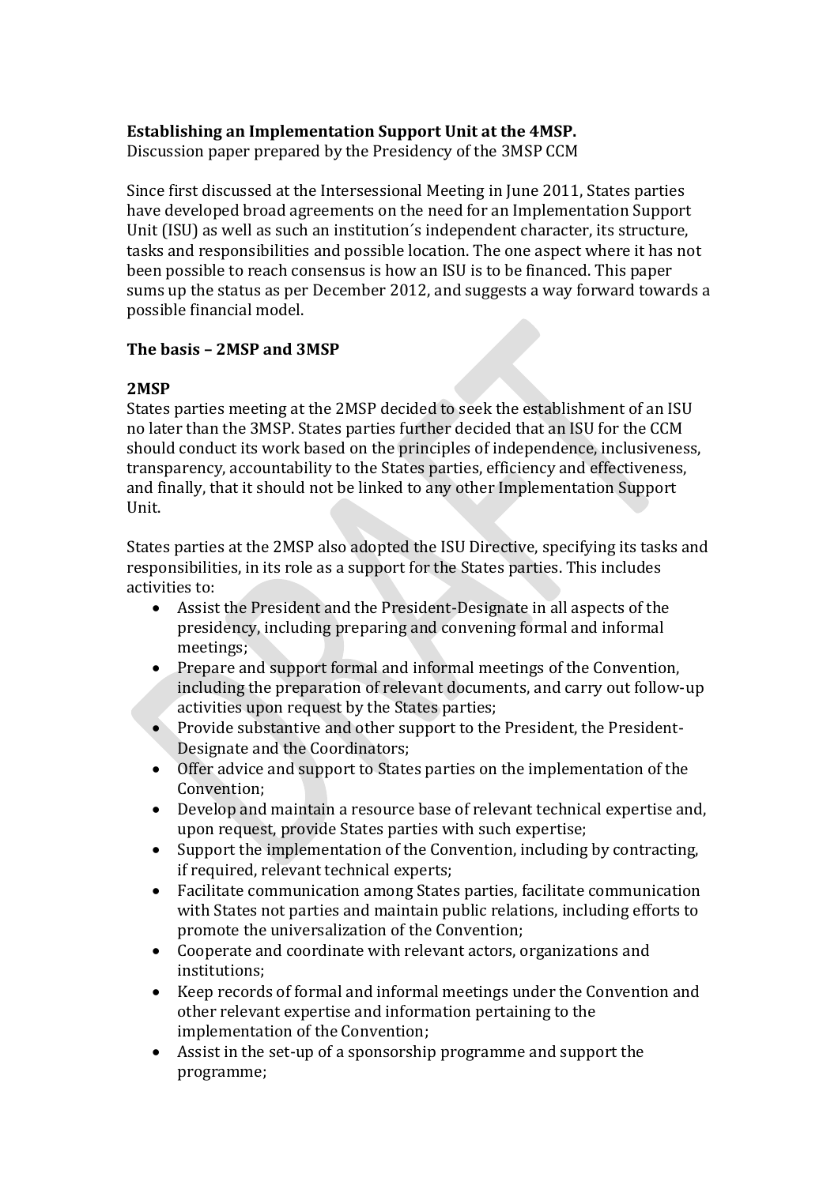**Establishing an Implementation Support Unit at the 4MSP.**
Discussion paper prepared by the Presidency of the 3MSP CCM

Since first discussed at the Intersessional Meeting in June 2011, States parties have developed broad agreements on the need for an Implementation Support Unit (ISU) as well as such an institution´s independent character, its structure, tasks and responsibilities and possible location. The one aspect where it has not been possible to reach consensus is how an ISU is to be financed. This paper sums up the status as per December 2012, and suggests a way forward towards a possible financial model.

## The basis – 2MSP and 3MSP

### 2MSP

States parties meeting at the 2MSP decided to seek the establishment of an ISU no later than the 3MSP. States parties further decided that an ISU for the CCM should conduct its work based on the principles of independence, inclusiveness, transparency, accountability to the States parties, efficiency and effectiveness, and finally, that it should not be linked to any other Implementation Support Unit.

States parties at the 2MSP also adopted the ISU Directive, specifying its tasks and responsibilities, in its role as a support for the States parties. This includes activities to:

- Assist the President and the President-Designate in all aspects of the presidency, including preparing and convening formal and informal meetings;
- Prepare and support formal and informal meetings of the Convention, including the preparation of relevant documents, and carry out follow-up activities upon request by the States parties;
- Provide substantive and other support to the President, the President-Designate and the Coordinators;
- Offer advice and support to States parties on the implementation of the Convention;
- Develop and maintain a resource base of relevant technical expertise and, upon request, provide States parties with such expertise;
- Support the implementation of the Convention, including by contracting, if required, relevant technical experts;
- Facilitate communication among States parties, facilitate communication with States not parties and maintain public relations, including efforts to promote the universalization of the Convention;
- Cooperate and coordinate with relevant actors, organizations and institutions;
- Keep records of formal and informal meetings under the Convention and other relevant expertise and information pertaining to the implementation of the Convention;
- Assist in the set-up of a sponsorship programme and support the programme;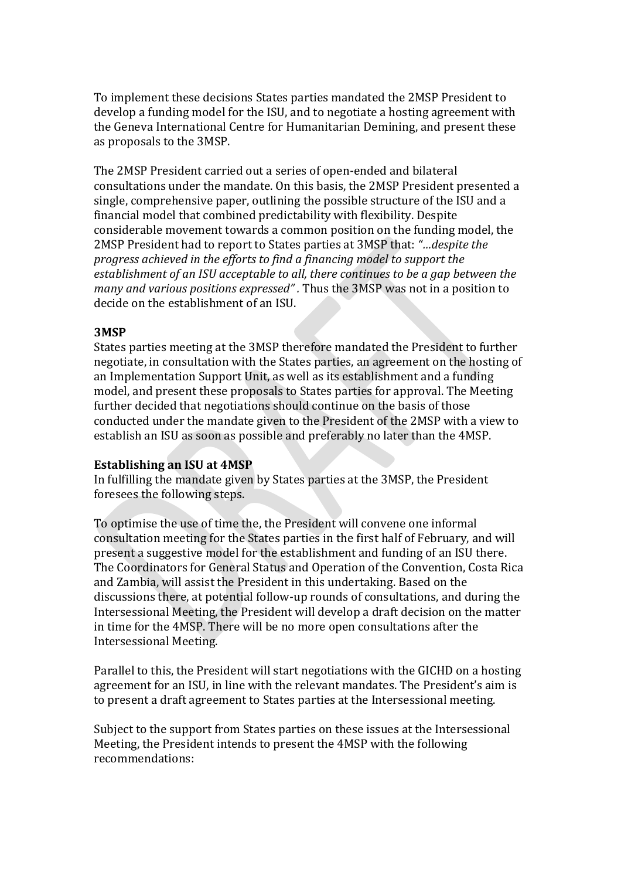To implement these decisions States parties mandated the 2MSP President to develop a funding model for the ISU, and to negotiate a hosting agreement with the Geneva International Centre for Humanitarian Demining, and present these as proposals to the 3MSP.

The 2MSP President carried out a series of open-ended and bilateral consultations under the mandate. On this basis, the 2MSP President presented a single, comprehensive paper, outlining the possible structure of the ISU and a financial model that combined predictability with flexibility. Despite considerable movement towards a common position on the funding model, the 2MSP President had to report to States parties at 3MSP that: *"…despite the progress achieved in the efforts to find a financing model to support the establishment of an ISU acceptable to all, there continues to be a gap between the many and various positions expressed"*. Thus the 3MSP was not in a position to decide on the establishment of an ISU.

**3MSP**

States parties meeting at the 3MSP therefore mandated the President to further negotiate, in consultation with the States parties, an agreement on the hosting of an Implementation Support Unit, as well as its establishment and a funding model, and present these proposals to States parties for approval. The Meeting further decided that negotiations should continue on the basis of those conducted under the mandate given to the President of the 2MSP with a view to establish an ISU as soon as possible and preferably no later than the 4MSP.

**Establishing an ISU at 4MSP**

In fulfilling the mandate given by States parties at the 3MSP, the President foresees the following steps.

To optimise the use of time the, the President will convene one informal consultation meeting for the States parties in the first half of February, and will present a suggestive model for the establishment and funding of an ISU there. The Coordinators for General Status and Operation of the Convention, Costa Rica and Zambia, will assist the President in this undertaking. Based on the discussions there, at potential follow-up rounds of consultations, and during the Intersessional Meeting, the President will develop a draft decision on the matter in time for the 4MSP. There will be no more open consultations after the Intersessional Meeting.

Parallel to this, the President will start negotiations with the GICHD on a hosting agreement for an ISU, in line with the relevant mandates. The President's aim is to present a draft agreement to States parties at the Intersessional meeting.

Subject to the support from States parties on these issues at the Intersessional Meeting, the President intends to present the 4MSP with the following recommendations: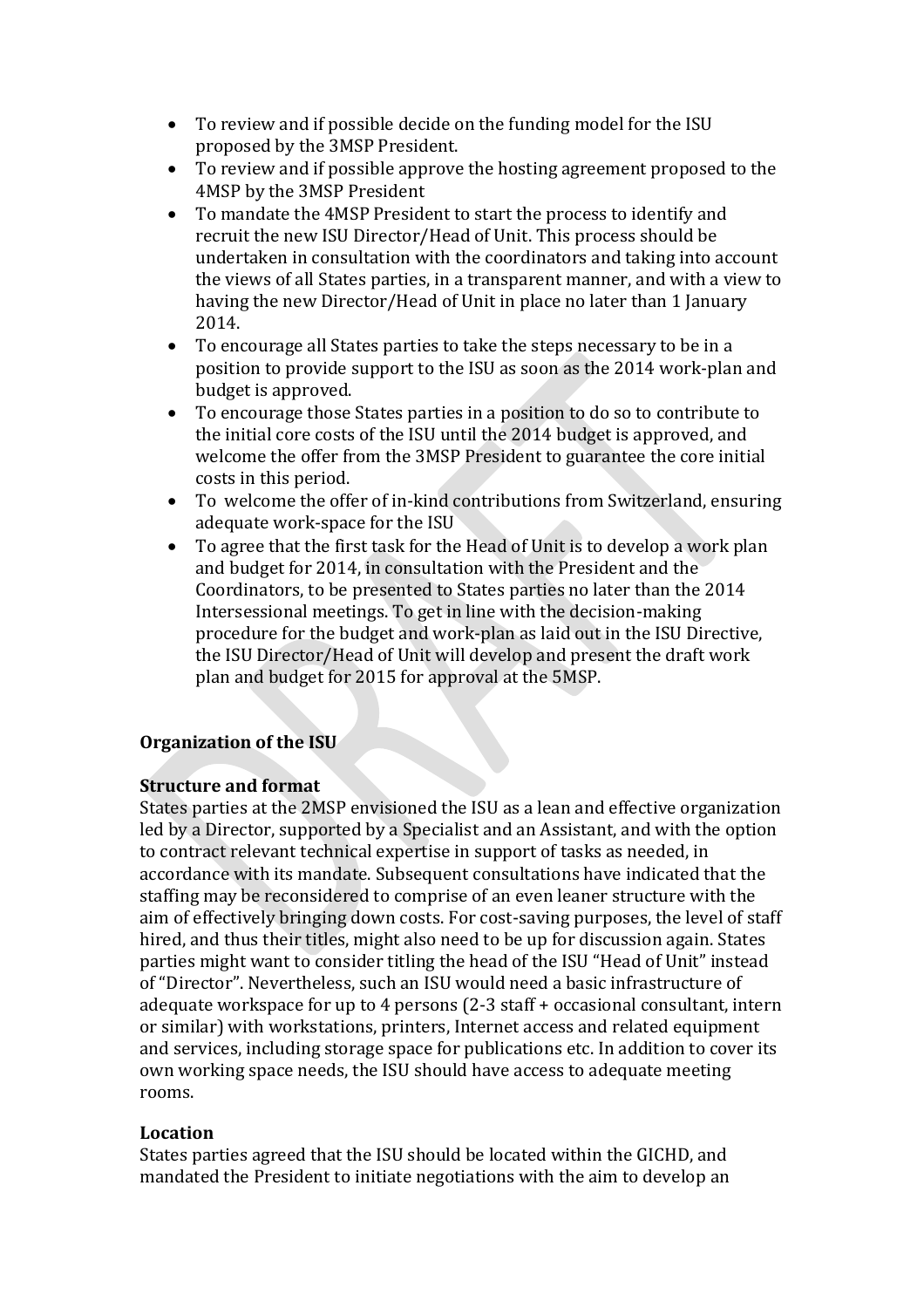- To review and if possible decide on the funding model for the ISU proposed by the 3MSP President.
- To review and if possible approve the hosting agreement proposed to the 4MSP by the 3MSP President
- To mandate the 4MSP President to start the process to identify and recruit the new ISU Director/Head of Unit. This process should be undertaken in consultation with the coordinators and taking into account the views of all States parties, in a transparent manner, and with a view to having the new Director/Head of Unit in place no later than 1 January 2014.
- To encourage all States parties to take the steps necessary to be in a position to provide support to the ISU as soon as the 2014 work-plan and budget is approved.
- To encourage those States parties in a position to do so to contribute to the initial core costs of the ISU until the 2014 budget is approved, and welcome the offer from the 3MSP President to guarantee the core initial costs in this period.
- To welcome the offer of in-kind contributions from Switzerland, ensuring adequate work-space for the ISU
- To agree that the first task for the Head of Unit is to develop a work plan and budget for 2014, in consultation with the President and the Coordinators, to be presented to States parties no later than the 2014 Intersessional meetings. To get in line with the decision-making procedure for the budget and work-plan as laid out in the ISU Directive, the ISU Director/Head of Unit will develop and present the draft work plan and budget for 2015 for approval at the 5MSP.

**Organization of the ISU**

**Structure and format**

States parties at the 2MSP envisioned the ISU as a lean and effective organization led by a Director, supported by a Specialist and an Assistant, and with the option to contract relevant technical expertise in support of tasks as needed, in accordance with its mandate. Subsequent consultations have indicated that the staffing may be reconsidered to comprise of an even leaner structure with the aim of effectively bringing down costs. For cost-saving purposes, the level of staff hired, and thus their titles, might also need to be up for discussion again. States parties might want to consider titling the head of the ISU "Head of Unit" instead of "Director". Nevertheless, such an ISU would need a basic infrastructure of adequate workspace for up to 4 persons (2-3 staff + occasional consultant, intern or similar) with workstations, printers, Internet access and related equipment and services, including storage space for publications etc. In addition to cover its own working space needs, the ISU should have access to adequate meeting rooms.

**Location**

States parties agreed that the ISU should be located within the GICHD, and mandated the President to initiate negotiations with the aim to develop an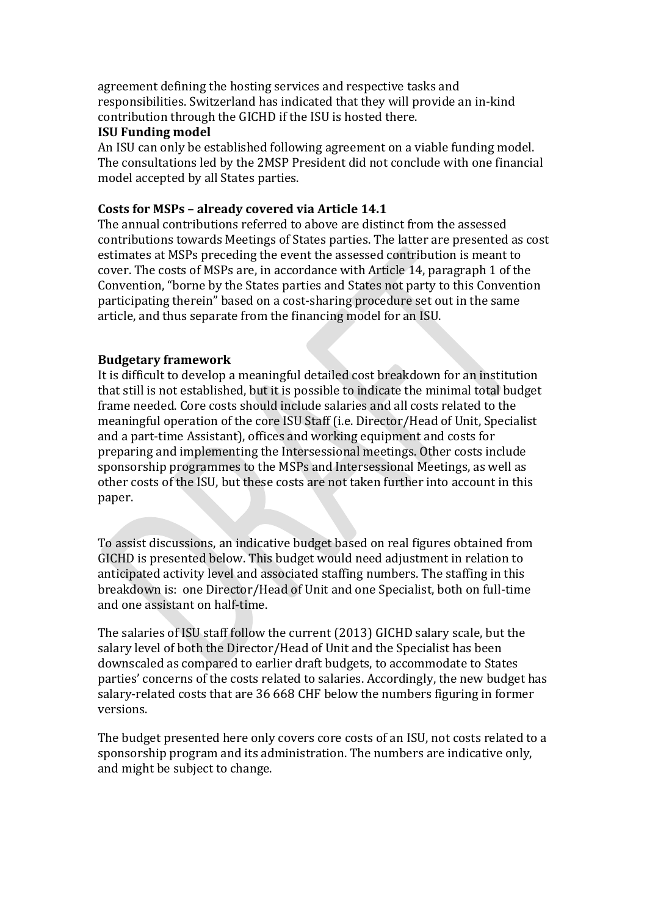agreement defining the hosting services and respective tasks and responsibilities. Switzerland has indicated that they will provide an in-kind contribution through the GICHD if the ISU is hosted there.

**ISU Funding model**

An ISU can only be established following agreement on a viable funding model. The consultations led by the 2MSP President did not conclude with one financial model accepted by all States parties.

**Costs for MSPs – already covered via Article 14.1**

The annual contributions referred to above are distinct from the assessed contributions towards Meetings of States parties. The latter are presented as cost estimates at MSPs preceding the event the assessed contribution is meant to cover. The costs of MSPs are, in accordance with Article 14, paragraph 1 of the Convention, "borne by the States parties and States not party to this Convention participating therein" based on a cost-sharing procedure set out in the same article, and thus separate from the financing model for an ISU.

**Budgetary framework**

It is difficult to develop a meaningful detailed cost breakdown for an institution that still is not established, but it is possible to indicate the minimal total budget frame needed. Core costs should include salaries and all costs related to the meaningful operation of the core ISU Staff (i.e. Director/Head of Unit, Specialist and a part-time Assistant), offices and working equipment and costs for preparing and implementing the Intersessional meetings. Other costs include sponsorship programmes to the MSPs and Intersessional Meetings, as well as other costs of the ISU, but these costs are not taken further into account in this paper.

To assist discussions, an indicative budget based on real figures obtained from GICHD is presented below. This budget would need adjustment in relation to anticipated activity level and associated staffing numbers. The staffing in this breakdown is: one Director/Head of Unit and one Specialist, both on full-time and one assistant on half-time.

The salaries of ISU staff follow the current (2013) GICHD salary scale, but the salary level of both the Director/Head of Unit and the Specialist has been downscaled as compared to earlier draft budgets, to accommodate to States parties' concerns of the costs related to salaries. Accordingly, the new budget has salary-related costs that are 36 668 CHF below the numbers figuring in former versions.

The budget presented here only covers core costs of an ISU, not costs related to a sponsorship program and its administration. The numbers are indicative only, and might be subject to change.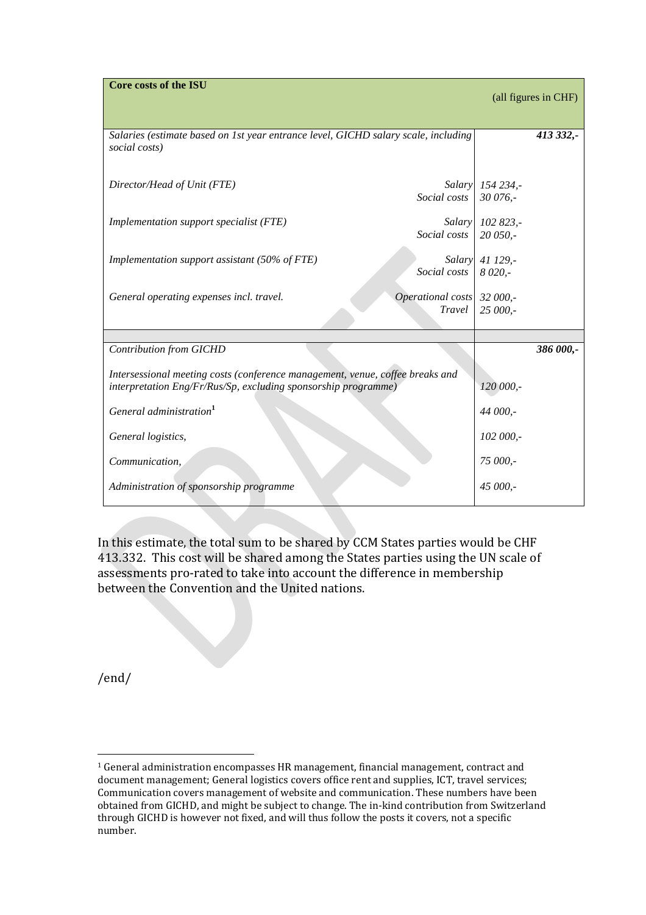| **Core costs of the ISU** | | (all figures in CHF) |
|---|---|---|
| *Salaries (estimate based on 1st year entrance level, GICHD salary scale, including social costs)* | | ***413 332,-*** |
| *Director/Head of Unit (FTE)* | *Salary*<br>*Social costs* | *154 234,-*<br>*30 076,-* |
| *Implementation support specialist (FTE)* | *Salary*<br>*Social costs* | *102 823,-*<br>*20 050,-* |
| *Implementation support assistant (50% of FTE)* | *Salary*<br>*Social costs* | *41 129,-*<br>*8 020,-* |
| *General operating expenses incl. travel.* | *Operational costs*<br>*Travel* | *32 000,-*<br>*25 000,-* |
| | | |
| *Contribution from GICHD* | | ***386 000,-*** |
| *Intersessional meeting costs (conference management, venue, coffee breaks and interpretation Eng/Fr/Rus/Sp, excluding sponsorship programme)* | | *120 000,-* |
| *General administration*[1] | | *44 000,-* |
| *General logistics,* | | *102 000,-* |
| *Communication,* | | *75 000,-* |
| *Administration of sponsorship programme* | | *45 000,-* |

In this estimate, the total sum to be shared by CCM States parties would be CHF 413.332. This cost will be shared among the States parties using the UN scale of assessments pro-rated to take into account the difference in membership between the Convention and the United nations.

/end/

[1] General administration encompasses HR management, financial management, contract and document management; General logistics covers office rent and supplies, ICT, travel services; Communication covers management of website and communication. These numbers have been obtained from GICHD, and might be subject to change. The in-kind contribution from Switzerland through GICHD is however not fixed, and will thus follow the posts it covers, not a specific number.